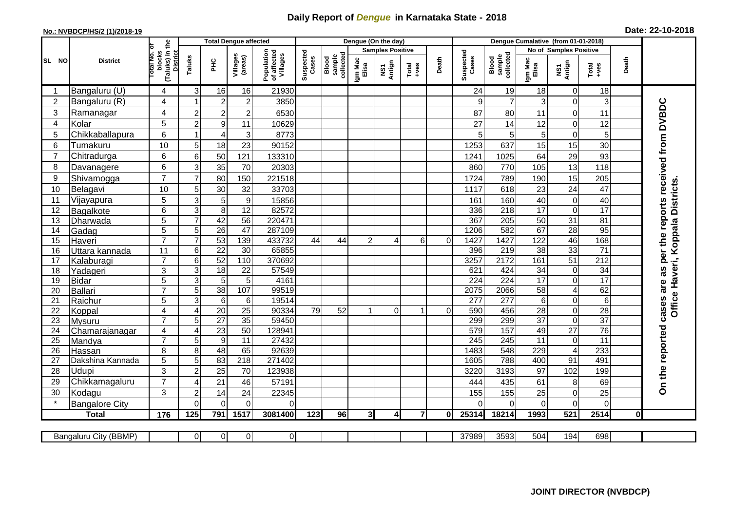# Daily Report of *Dengue* in Karnataka State - 2018

**No.: NVBDCP/HS/2 (1)/2018-19**

**Date: 22-10-2018**

| SL NO | District | Total No. of blocks (Taluks) in the District | Total Dengue affected | | | | Dengue (On the day) | | | | | | | Dengue Cumalative (from 01-01-2018) | | | | | | | |
|---|---|---|---|---|---|---|---|---|---|---|---|---|---|---|---|---|---|---|---|---|
| | | | Taluks | PHC | Villages (areas) | Population of affected Villages | Suspected Cases | Blood sample collected | Samples Positive | | | Death | Suspected Cases | Blood sample collected | No of Samples Positive | | | Death | |
| | | | | | | | | | Igm Mac Elisa | NS1 Antign | Total +ves | | | | Igm Mac Elisa | NS1 Antign | Total +ves | | |
| 1 | Bangaluru (U) | 4 | 3 | 16 | 16 | 21930 | | | | | | | 24 | 19 | 18 | 0 | 18 | | On the reported cases are as per the reports received from DVBDC Office Haveri, Koppala Districts. |
| 2 | Bangaluru (R) | 4 | 1 | 2 | 2 | 3850 | | | | | | | 9 | 7 | 3 | 0 | 3 | | |
| 3 | Ramanagar | 4 | 2 | 2 | 2 | 6530 | | | | | | | 87 | 80 | 11 | 0 | 11 | | |
| 4 | Kolar | 5 | 2 | 9 | 11 | 10629 | | | | | | | 27 | 14 | 12 | 0 | 12 | | |
| 5 | Chikkaballapura | 6 | 1 | 4 | 3 | 8773 | | | | | | | 5 | 5 | 5 | 0 | 5 | | |
| 6 | Tumakuru | 10 | 5 | 18 | 23 | 90152 | | | | | | | 1253 | 637 | 15 | 15 | 30 | | |
| 7 | Chitradurga | 6 | 6 | 50 | 121 | 133310 | | | | | | | 1241 | 1025 | 64 | 29 | 93 | | |
| 8 | Davanagere | 6 | 3 | 35 | 70 | 20303 | | | | | | | 860 | 770 | 105 | 13 | 118 | | |
| 9 | Shivamogga | 7 | 7 | 80 | 150 | 221518 | | | | | | | 1724 | 789 | 190 | 15 | 205 | | |
| 10 | Belagavi | 10 | 5 | 30 | 32 | 33703 | | | | | | | 1117 | 618 | 23 | 24 | 47 | | |
| 11 | Vijayapura | 5 | 3 | 5 | 9 | 15856 | | | | | | | 161 | 160 | 40 | 0 | 40 | | |
| 12 | Bagalkote | 6 | 3 | 8 | 12 | 82572 | | | | | | | 336 | 218 | 17 | 0 | 17 | | |
| 13 | Dharwada | 5 | 7 | 42 | 56 | 220471 | | | | | | | 367 | 205 | 50 | 31 | 81 | | |
| 14 | Gadag | 5 | 5 | 26 | 47 | 287109 | | | | | | | 1206 | 582 | 67 | 28 | 95 | | |
| 15 | Haveri | 7 | 7 | 53 | 139 | 433732 | 44 | 44 | 2 | 4 | 6 | 0 | 1427 | 1427 | 122 | 46 | 168 | | |
| 16 | Uttara kannada | 11 | 6 | 22 | 30 | 65855 | | | | | | | 396 | 219 | 38 | 33 | 71 | | |
| 17 | Kalaburagi | 7 | 6 | 52 | 110 | 370692 | | | | | | | 3257 | 2172 | 161 | 51 | 212 | | |
| 18 | Yadageri | 3 | 3 | 18 | 22 | 57549 | | | | | | | 621 | 424 | 34 | 0 | 34 | | |
| 19 | Bidar | 5 | 3 | 5 | 5 | 4161 | | | | | | | 224 | 224 | 17 | 0 | 17 | | |
| 20 | Ballari | 7 | 5 | 38 | 107 | 99519 | | | | | | | 2075 | 2066 | 58 | 4 | 62 | | |
| 21 | Raichur | 5 | 3 | 6 | 6 | 19514 | | | | | | | 277 | 277 | 6 | 0 | 6 | | |
| 22 | Koppal | 4 | 4 | 20 | 25 | 90334 | 79 | 52 | 1 | 0 | 1 | 0 | 590 | 456 | 28 | 0 | 28 | | |
| 23 | Mysuru | 7 | 5 | 27 | 35 | 59450 | | | | | | | 299 | 299 | 37 | 0 | 37 | | |
| 24 | Chamarajanagar | 4 | 4 | 23 | 50 | 128941 | | | | | | | 579 | 157 | 49 | 27 | 76 | | |
| 25 | Mandya | 7 | 5 | 9 | 11 | 27432 | | | | | | | 245 | 245 | 11 | 0 | 11 | | |
| 26 | Hassan | 8 | 8 | 48 | 65 | 92639 | | | | | | | 1483 | 548 | 229 | 4 | 233 | | |
| 27 | Dakshina Kannada | 5 | 5 | 83 | 218 | 271402 | | | | | | | 1605 | 788 | 400 | 91 | 491 | | |
| 28 | Udupi | 3 | 2 | 25 | 70 | 123938 | | | | | | | 3220 | 3193 | 97 | 102 | 199 | | |
| 29 | Chikkamagaluru | 7 | 4 | 21 | 46 | 57191 | | | | | | | 444 | 435 | 61 | 8 | 69 | | |
| 30 | Kodagu | 3 | 2 | 14 | 24 | 22345 | | | | | | | 155 | 155 | 25 | 0 | 25 | | |
| * | Bangalore City | | 0 | 0 | 0 | 0 | | | | | | | 0 | 0 | 0 | 0 | 0 | | |
| | **Total** | **176** | **125** | **791** | **1517** | **3081400** | **123** | **96** | **3** | **4** | **7** | **0** | **25314** | **18214** | **1993** | **521** | **2514** | **0** | |

| Bangaluru City (BBMP) | | 0 | 0 | 0 | 0 | | | | | | | 37989 | 3593 | 504 | 194 | 698 | | |
|---|---|---|---|---|---|---|---|---|---|---|---|---|---|---|---|---|---|---|

**JOINT DIRECTOR (NVBDCP)**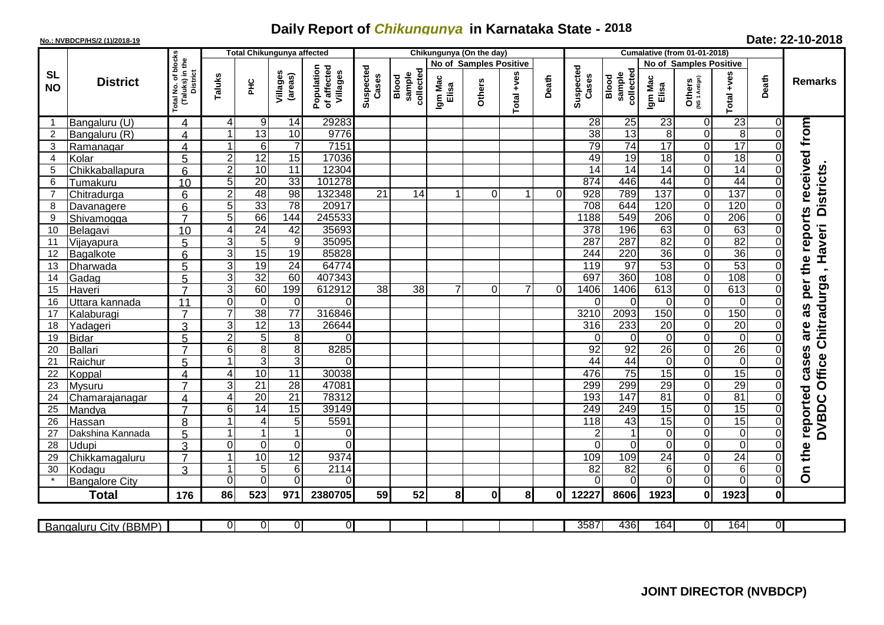# Daily Report of *Chikungunya* in Karnataka State - 2018

**No.: NVBDCP/HS/2 (1)/2018-19**

**Date: 22-10-2018**

| SL NO | District | Total No. of blocks (Taluks) in the District | Total Chikungunya affected | | | | Chikungunya (On the day) | | | | | | | Cumalative (from 01-01-2018) | | | | | | | Remarks |
|---|---|---|---|---|---|---|---|---|---|---|---|---|---|---|---|---|---|---|---|---|---|
| | | | Taluks | PHC | Villages (areas) | Population of affected Villages | Suspected Cases | Blood sample collected | No of Samples Positive | | | Death | Suspected Cases | Blood sample collected | No of Samples Positive | | | Death | |
| | | | | | | | | | Igm Mac Elisa | Others | Total +ves | | | | Igm Mac Elisa | Others (NS 1 Antign) | Total +ves | | |
| 1 | Bangaluru (U) | 4 | 4 | 9 | 14 | 29283 | | | | | | | 28 | 25 | 23 | 0 | 23 | 0 | On the reported cases are as per the reports received from DVBDC Office Chitradurga , Haveri Districts. |
| 2 | Bangaluru (R) | 4 | 1 | 13 | 10 | 9776 | | | | | | | 38 | 13 | 8 | 0 | 8 | 0 | |
| 3 | Ramanagar | 4 | 1 | 6 | 7 | 7151 | | | | | | | 79 | 74 | 17 | 0 | 17 | 0 | |
| 4 | Kolar | 5 | 2 | 12 | 15 | 17036 | | | | | | | 49 | 19 | 18 | 0 | 18 | 0 | |
| 5 | Chikkaballapura | 6 | 2 | 10 | 11 | 12304 | | | | | | | 14 | 14 | 14 | 0 | 14 | 0 | |
| 6 | Tumakuru | 10 | 5 | 20 | 33 | 101278 | | | | | | | 874 | 446 | 44 | 0 | 44 | 0 | |
| 7 | Chitradurga | 6 | 2 | 48 | 98 | 132348 | 21 | 14 | 1 | 0 | 1 | 0 | 928 | 789 | 137 | 0 | 137 | 0 | |
| 8 | Davanagere | 6 | 5 | 33 | 78 | 20917 | | | | | | | 708 | 644 | 120 | 0 | 120 | 0 | |
| 9 | Shivamogga | 7 | 5 | 66 | 144 | 245533 | | | | | | | 1188 | 549 | 206 | 0 | 206 | 0 | |
| 10 | Belagavi | 10 | 4 | 24 | 42 | 35693 | | | | | | | 378 | 196 | 63 | 0 | 63 | 0 | |
| 11 | Vijayapura | 5 | 3 | 5 | 9 | 35095 | | | | | | | 287 | 287 | 82 | 0 | 82 | 0 | |
| 12 | Bagalkote | 6 | 3 | 15 | 19 | 85828 | | | | | | | 244 | 220 | 36 | 0 | 36 | 0 | |
| 13 | Dharwada | 5 | 3 | 19 | 24 | 64774 | | | | | | | 119 | 97 | 53 | 0 | 53 | 0 | |
| 14 | Gadag | 5 | 3 | 32 | 60 | 407343 | | | | | | | 697 | 360 | 108 | 0 | 108 | 0 | |
| 15 | Haveri | 7 | 3 | 60 | 199 | 612912 | 38 | 38 | 7 | 0 | 7 | 0 | 1406 | 1406 | 613 | 0 | 613 | 0 | |
| 16 | Uttara kannada | 11 | 0 | 0 | 0 | 0 | | | | | | | 0 | 0 | 0 | 0 | 0 | 0 | |
| 17 | Kalaburagi | 7 | 7 | 38 | 77 | 316846 | | | | | | | 3210 | 2093 | 150 | 0 | 150 | 0 | |
| 18 | Yadageri | 3 | 3 | 12 | 13 | 26644 | | | | | | | 316 | 233 | 20 | 0 | 20 | 0 | |
| 19 | Bidar | 5 | 2 | 5 | 8 | 0 | | | | | | | 0 | 0 | 0 | 0 | 0 | 0 | |
| 20 | Ballari | 7 | 6 | 8 | 8 | 8285 | | | | | | | 92 | 92 | 26 | 0 | 26 | 0 | |
| 21 | Raichur | 5 | 1 | 3 | 3 | 0 | | | | | | | 44 | 44 | 0 | 0 | 0 | 0 | |
| 22 | Koppal | 4 | 4 | 10 | 11 | 30038 | | | | | | | 476 | 75 | 15 | 0 | 15 | 0 | |
| 23 | Mysuru | 7 | 3 | 21 | 28 | 47081 | | | | | | | 299 | 299 | 29 | 0 | 29 | 0 | |
| 24 | Chamarajanagar | 4 | 4 | 20 | 21 | 78312 | | | | | | | 193 | 147 | 81 | 0 | 81 | 0 | |
| 25 | Mandya | 7 | 6 | 14 | 15 | 39149 | | | | | | | 249 | 249 | 15 | 0 | 15 | 0 | |
| 26 | Hassan | 8 | 1 | 4 | 5 | 5591 | | | | | | | 118 | 43 | 15 | 0 | 15 | 0 | |
| 27 | Dakshina Kannada | 5 | 1 | 1 | 1 | 0 | | | | | | | 2 | 1 | 0 | 0 | 0 | 0 | |
| 28 | Udupi | 3 | 0 | 0 | 0 | 0 | | | | | | | 0 | 0 | 0 | 0 | 0 | 0 | |
| 29 | Chikkamagaluru | 7 | 1 | 10 | 12 | 9374 | | | | | | | 109 | 109 | 24 | 0 | 24 | 0 | |
| 30 | Kodagu | 3 | 1 | 5 | 6 | 2114 | | | | | | | 82 | 82 | 6 | 0 | 6 | 0 | |
| * | Bangalore City | | 0 | 0 | 0 | 0 | | | | | | | 0 | 0 | 0 | 0 | 0 | 0 | |
| **Total** | | **176** | **86** | **523** | **971** | **2380705** | **59** | **52** | **8** | **0** | **8** | **0** | **12227** | **8606** | **1923** | **0** | **1923** | **0** | |

| | | | | | | | | | | | | | | | | | | | |
|---|---|---|---|---|---|---|---|---|---|---|---|---|---|---|---|---|---|---|---|
| Bangaluru City (BBMP) | | 0 | 0 | 0 | 0 | | | | | | | 3587 | 436 | 164 | 0 | 164 | 0 | |

**JOINT DIRECTOR (NVBDCP)**